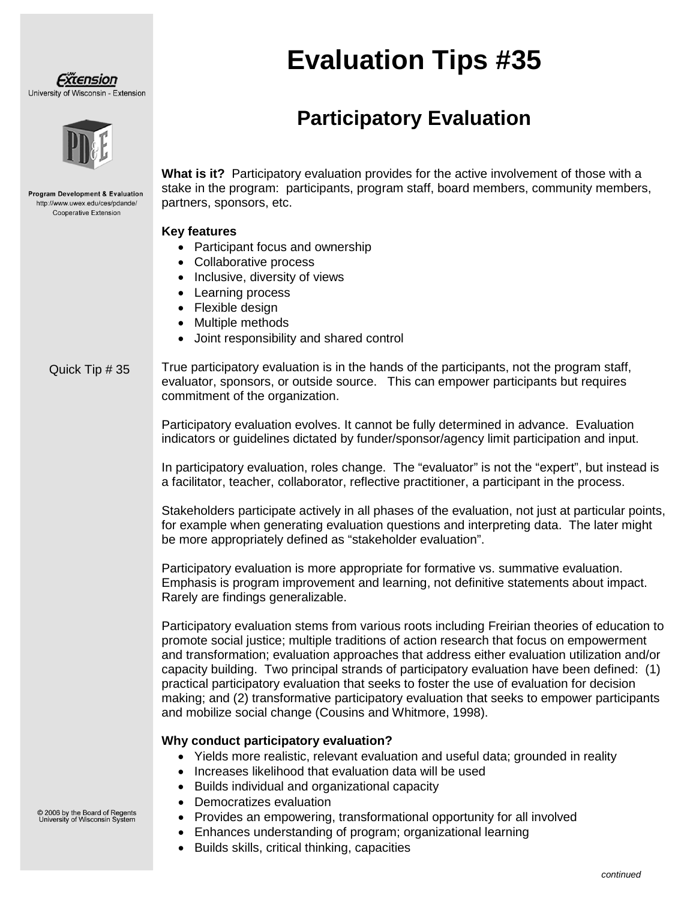# Evaluation Tips #35

## Participatory Evaluation

University of Wisconsin - Extension

Program Development & Evaluation
http://www.uwex.edu/ces/pdande/
Cooperative Extension

**What is it?** Participatory evaluation provides for the active involvement of those with a stake in the program: participants, program staff, board members, community members, partners, sponsors, etc.

**Key features**

- Participant focus and ownership
- Collaborative process
- Inclusive, diversity of views
- Learning process
- Flexible design
- Multiple methods
- Joint responsibility and shared control

Quick Tip # 35

True participatory evaluation is in the hands of the participants, not the program staff, evaluator, sponsors, or outside source. This can empower participants but requires commitment of the organization.

Participatory evaluation evolves. It cannot be fully determined in advance. Evaluation indicators or guidelines dictated by funder/sponsor/agency limit participation and input.

In participatory evaluation, roles change. The "evaluator" is not the "expert", but instead is a facilitator, teacher, collaborator, reflective practitioner, a participant in the process.

Stakeholders participate actively in all phases of the evaluation, not just at particular points, for example when generating evaluation questions and interpreting data. The later might be more appropriately defined as "stakeholder evaluation".

Participatory evaluation is more appropriate for formative vs. summative evaluation. Emphasis is program improvement and learning, not definitive statements about impact. Rarely are findings generalizable.

Participatory evaluation stems from various roots including Freirian theories of education to promote social justice; multiple traditions of action research that focus on empowerment and transformation; evaluation approaches that address either evaluation utilization and/or capacity building. Two principal strands of participatory evaluation have been defined: (1) practical participatory evaluation that seeks to foster the use of evaluation for decision making; and (2) transformative participatory evaluation that seeks to empower participants and mobilize social change (Cousins and Whitmore, 1998).

**Why conduct participatory evaluation?**

- Yields more realistic, relevant evaluation and useful data; grounded in reality
- Increases likelihood that evaluation data will be used
- Builds individual and organizational capacity
- Democratizes evaluation
- Provides an empowering, transformational opportunity for all involved
- Enhances understanding of program; organizational learning
- Builds skills, critical thinking, capacities

© 2006 by the Board of Regents University of Wisconsin System

*continued*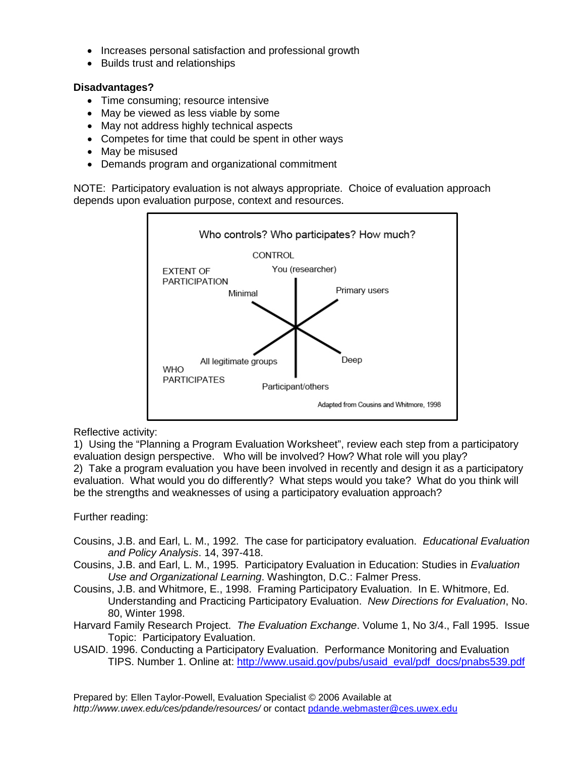- Increases personal satisfaction and professional growth
- Builds trust and relationships

**Disadvantages?**

- Time consuming; resource intensive
- May be viewed as less viable by some
- May not address highly technical aspects
- Competes for time that could be spent in other ways
- May be misused
- Demands program and organizational commitment

NOTE: Participatory evaluation is not always appropriate. Choice of evaluation approach depends upon evaluation purpose, context and resources.

Who controls? Who participates? How much?

CONTROL

You (researcher)

EXTENT OF PARTICIPATION

Minimal

Primary users

All legitimate groups

Deep

WHO PARTICIPATES

Participant/others

Adapted from Cousins and Whitmore, 1998

Reflective activity:

1) Using the "Planning a Program Evaluation Worksheet", review each step from a participatory evaluation design perspective. Who will be involved? How? What role will you play?
2) Take a program evaluation you have been involved in recently and design it as a participatory evaluation. What would you do differently? What steps would you take? What do you think will be the strengths and weaknesses of using a participatory evaluation approach?

Further reading:

Cousins, J.B. and Earl, L. M., 1992. The case for participatory evaluation. *Educational Evaluation and Policy Analysis*. 14, 397-418.

Cousins, J.B. and Earl, L. M., 1995. Participatory Evaluation in Education: Studies in *Evaluation Use and Organizational Learning*. Washington, D.C.: Falmer Press.

Cousins, J.B. and Whitmore, E., 1998. Framing Participatory Evaluation. In E. Whitmore, Ed. Understanding and Practicing Participatory Evaluation. *New Directions for Evaluation*, No. 80, Winter 1998.

Harvard Family Research Project. *The Evaluation Exchange*. Volume 1, No 3/4., Fall 1995. Issue Topic: Participatory Evaluation.

USAID. 1996. Conducting a Participatory Evaluation. Performance Monitoring and Evaluation TIPS. Number 1. Online at: http://www.usaid.gov/pubs/usaid_eval/pdf_docs/pnabs539.pdf

Prepared by: Ellen Taylor-Powell, Evaluation Specialist © 2006 Available at *http://www.uwex.edu/ces/pdande/resources/* or contact pdande.webmaster@ces.uwex.edu